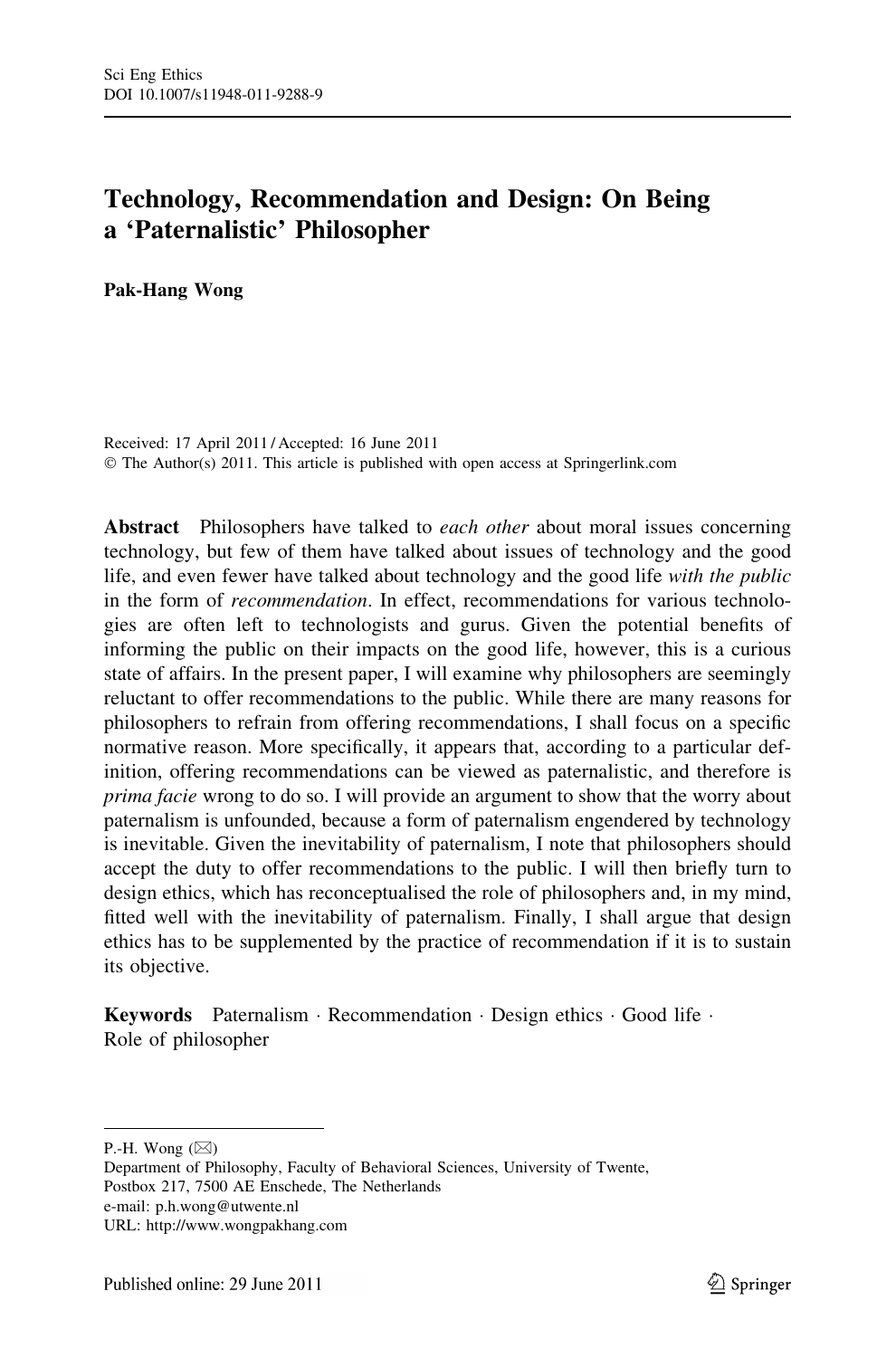# Technology, Recommendation and Design: On Being a 'Paternalistic' Philosopher

**Pak-Hang Wong**

Received: 17 April 2011 / Accepted: 16 June 2011
© The Author(s) 2011. This article is published with open access at Springerlink.com

**Abstract** Philosophers have talked to *each other* about moral issues concerning technology, but few of them have talked about issues of technology and the good life, and even fewer have talked about technology and the good life *with the public* in the form of *recommendation*. In effect, recommendations for various technologies are often left to technologists and gurus. Given the potential benefits of informing the public on their impacts on the good life, however, this is a curious state of affairs. In the present paper, I will examine why philosophers are seemingly reluctant to offer recommendations to the public. While there are many reasons for philosophers to refrain from offering recommendations, I shall focus on a specific normative reason. More specifically, it appears that, according to a particular definition, offering recommendations can be viewed as paternalistic, and therefore is *prima facie* wrong to do so. I will provide an argument to show that the worry about paternalism is unfounded, because a form of paternalism engendered by technology is inevitable. Given the inevitability of paternalism, I note that philosophers should accept the duty to offer recommendations to the public. I will then briefly turn to design ethics, which has reconceptualised the role of philosophers and, in my mind, fitted well with the inevitability of paternalism. Finally, I shall argue that design ethics has to be supplemented by the practice of recommendation if it is to sustain its objective.

**Keywords** Paternalism · Recommendation · Design ethics · Good life · Role of philosopher

---

P.-H. Wong (✉)
Department of Philosophy, Faculty of Behavioral Sciences, University of Twente, Postbox 217, 7500 AE Enschede, The Netherlands
e-mail: p.h.wong@utwente.nl
URL: http://www.wongpakhang.com

Published online: 29 June 2011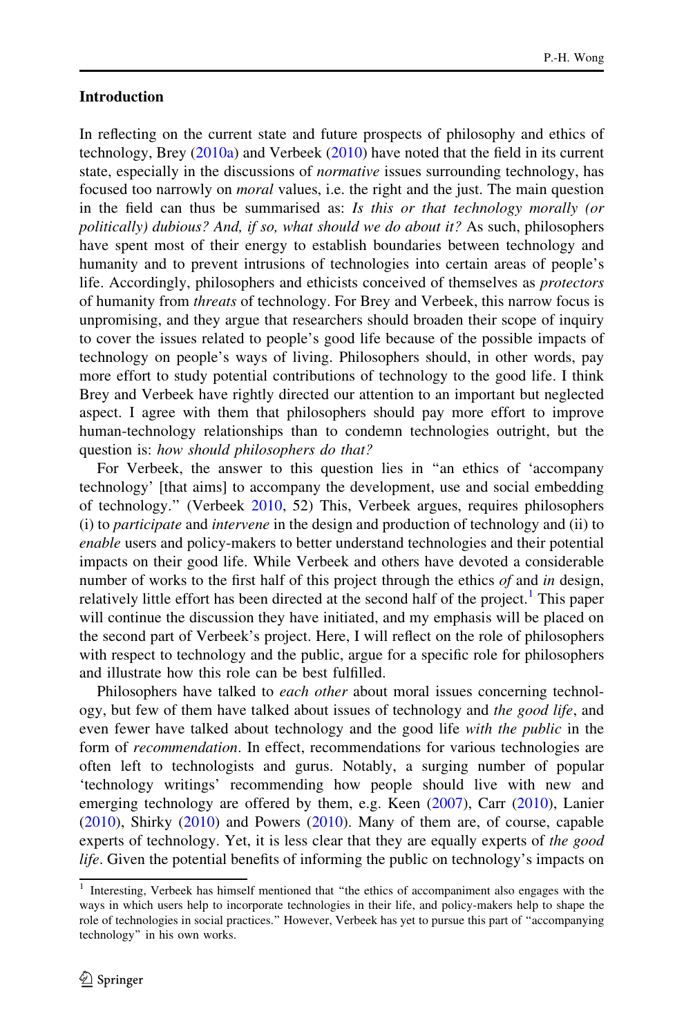## Introduction

In reflecting on the current state and future prospects of philosophy and ethics of technology, Brey (2010a) and Verbeek (2010) have noted that the field in its current state, especially in the discussions of *normative* issues surrounding technology, has focused too narrowly on *moral* values, i.e. the right and the just. The main question in the field can thus be summarised as: *Is this or that technology morally (or politically) dubious? And, if so, what should we do about it?* As such, philosophers have spent most of their energy to establish boundaries between technology and humanity and to prevent intrusions of technologies into certain areas of people's life. Accordingly, philosophers and ethicists conceived of themselves as *protectors* of humanity from *threats* of technology. For Brey and Verbeek, this narrow focus is unpromising, and they argue that researchers should broaden their scope of inquiry to cover the issues related to people's good life because of the possible impacts of technology on people's ways of living. Philosophers should, in other words, pay more effort to study potential contributions of technology to the good life. I think Brey and Verbeek have rightly directed our attention to an important but neglected aspect. I agree with them that philosophers should pay more effort to improve human-technology relationships than to condemn technologies outright, but the question is: *how should philosophers do that?*

For Verbeek, the answer to this question lies in "an ethics of 'accompany technology' [that aims] to accompany the development, use and social embedding of technology." (Verbeek 2010, 52) This, Verbeek argues, requires philosophers (i) to *participate* and *intervene* in the design and production of technology and (ii) to *enable* users and policy-makers to better understand technologies and their potential impacts on their good life. While Verbeek and others have devoted a considerable number of works to the first half of this project through the ethics *of* and *in* design, relatively little effort has been directed at the second half of the project.[1] This paper will continue the discussion they have initiated, and my emphasis will be placed on the second part of Verbeek's project. Here, I will reflect on the role of philosophers with respect to technology and the public, argue for a specific role for philosophers and illustrate how this role can be best fulfilled.

Philosophers have talked to *each other* about moral issues concerning technology, but few of them have talked about issues of technology and *the good life*, and even fewer have talked about technology and the good life *with the public* in the form of *recommendation*. In effect, recommendations for various technologies are often left to technologists and gurus. Notably, a surging number of popular 'technology writings' recommending how people should live with new and emerging technology are offered by them, e.g. Keen (2007), Carr (2010), Lanier (2010), Shirky (2010) and Powers (2010). Many of them are, of course, capable experts of technology. Yet, it is less clear that they are equally experts of *the good life*. Given the potential benefits of informing the public on technology's impacts on

[1] Interesting, Verbeek has himself mentioned that "the ethics of accompaniment also engages with the ways in which users help to incorporate technologies in their life, and policy-makers help to shape the role of technologies in social practices." However, Verbeek has yet to pursue this part of "accompanying technology" in his own works.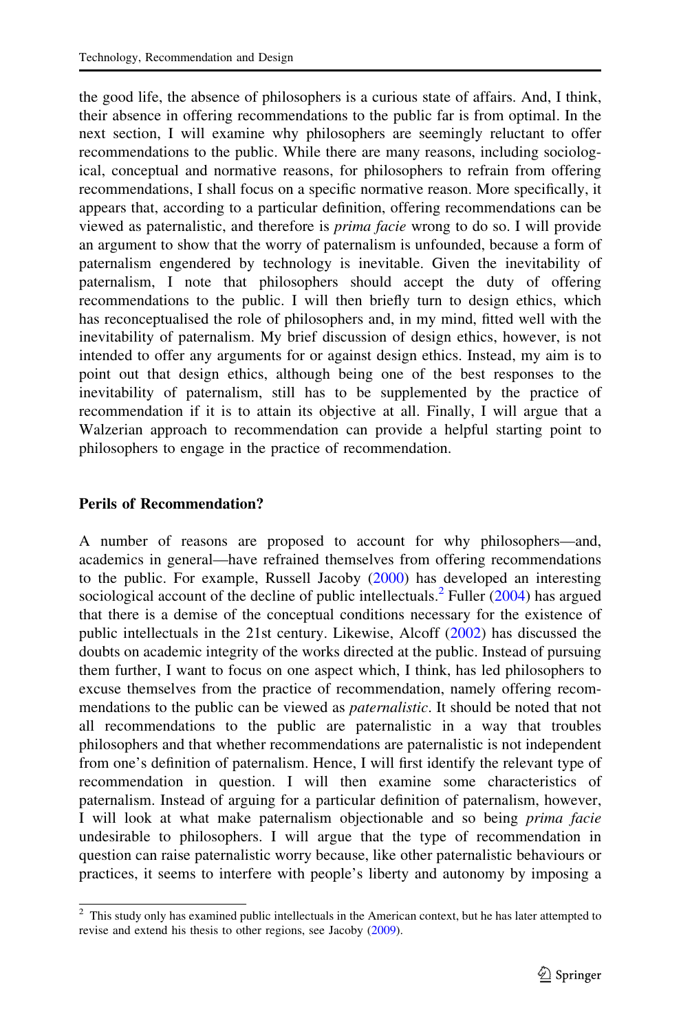the good life, the absence of philosophers is a curious state of affairs. And, I think, their absence in offering recommendations to the public far is from optimal. In the next section, I will examine why philosophers are seemingly reluctant to offer recommendations to the public. While there are many reasons, including sociological, conceptual and normative reasons, for philosophers to refrain from offering recommendations, I shall focus on a specific normative reason. More specifically, it appears that, according to a particular definition, offering recommendations can be viewed as paternalistic, and therefore is *prima facie* wrong to do so. I will provide an argument to show that the worry of paternalism is unfounded, because a form of paternalism engendered by technology is inevitable. Given the inevitability of paternalism, I note that philosophers should accept the duty of offering recommendations to the public. I will then briefly turn to design ethics, which has reconceptualised the role of philosophers and, in my mind, fitted well with the inevitability of paternalism. My brief discussion of design ethics, however, is not intended to offer any arguments for or against design ethics. Instead, my aim is to point out that design ethics, although being one of the best responses to the inevitability of paternalism, still has to be supplemented by the practice of recommendation if it is to attain its objective at all. Finally, I will argue that a Walzerian approach to recommendation can provide a helpful starting point to philosophers to engage in the practice of recommendation.

## Perils of Recommendation?

A number of reasons are proposed to account for why philosophers—and, academics in general—have refrained themselves from offering recommendations to the public. For example, Russell Jacoby (2000) has developed an interesting sociological account of the decline of public intellectuals.[2] Fuller (2004) has argued that there is a demise of the conceptual conditions necessary for the existence of public intellectuals in the 21st century. Likewise, Alcoff (2002) has discussed the doubts on academic integrity of the works directed at the public. Instead of pursuing them further, I want to focus on one aspect which, I think, has led philosophers to excuse themselves from the practice of recommendation, namely offering recommendations to the public can be viewed as *paternalistic*. It should be noted that not all recommendations to the public are paternalistic in a way that troubles philosophers and that whether recommendations are paternalistic is not independent from one's definition of paternalism. Hence, I will first identify the relevant type of recommendation in question. I will then examine some characteristics of paternalism. Instead of arguing for a particular definition of paternalism, however, I will look at what make paternalism objectionable and so being *prima facie* undesirable to philosophers. I will argue that the type of recommendation in question can raise paternalistic worry because, like other paternalistic behaviours or practices, it seems to interfere with people's liberty and autonomy by imposing a

[2] This study only has examined public intellectuals in the American context, but he has later attempted to revise and extend his thesis to other regions, see Jacoby (2009).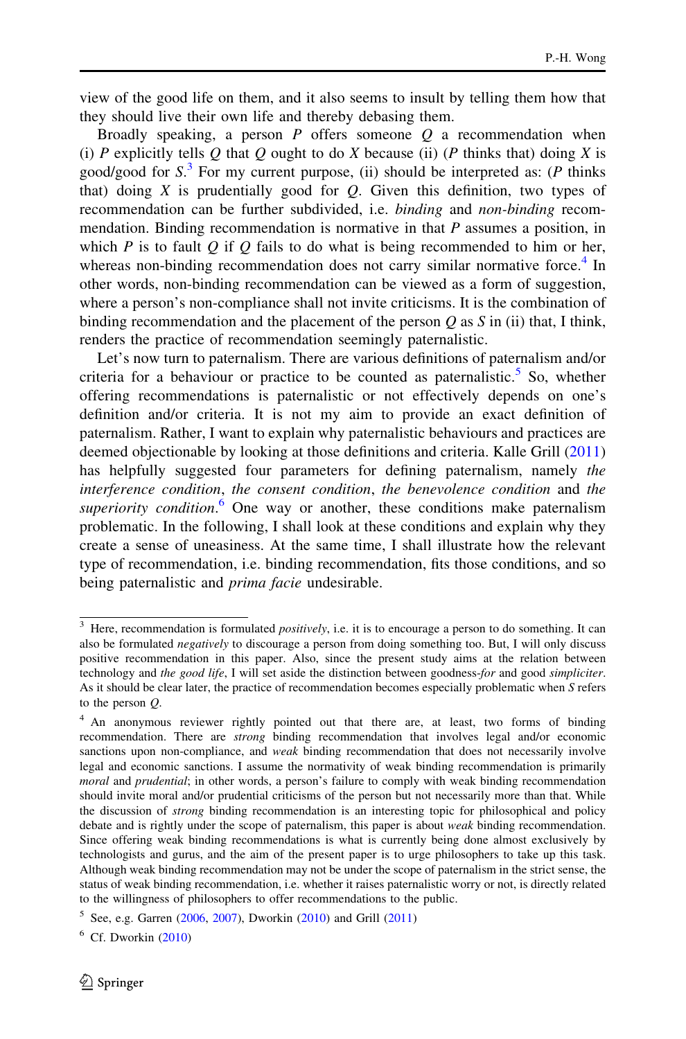view of the good life on them, and it also seems to insult by telling them how that they should live their own life and thereby debasing them.

Broadly speaking, a person $P$ offers someone $Q$ a recommendation when (i) $P$ explicitly tells $Q$ that $Q$ ought to do $X$ because (ii) ($P$ thinks that) doing $X$ is good/good for $S$.[3] For my current purpose, (ii) should be interpreted as: ($P$ thinks that) doing $X$ is prudentially good for $Q$. Given this definition, two types of recommendation can be further subdivided, i.e. *binding* and *non-binding* recommendation. Binding recommendation is normative in that $P$ assumes a position, in which $P$ is to fault $Q$ if $Q$ fails to do what is being recommended to him or her, whereas non-binding recommendation does not carry similar normative force.[4] In other words, non-binding recommendation can be viewed as a form of suggestion, where a person's non-compliance shall not invite criticisms. It is the combination of binding recommendation and the placement of the person $Q$ as $S$ in (ii) that, I think, renders the practice of recommendation seemingly paternalistic.

Let's now turn to paternalism. There are various definitions of paternalism and/or criteria for a behaviour or practice to be counted as paternalistic.[5] So, whether offering recommendations is paternalistic or not effectively depends on one's definition and/or criteria. It is not my aim to provide an exact definition of paternalism. Rather, I want to explain why paternalistic behaviours and practices are deemed objectionable by looking at those definitions and criteria. Kalle Grill (2011) has helpfully suggested four parameters for defining paternalism, namely *the interference condition*, *the consent condition*, *the benevolence condition* and *the superiority condition*.[6] One way or another, these conditions make paternalism problematic. In the following, I shall look at these conditions and explain why they create a sense of uneasiness. At the same time, I shall illustrate how the relevant type of recommendation, i.e. binding recommendation, fits those conditions, and so being paternalistic and *prima facie* undesirable.

---

[3] Here, recommendation is formulated *positively*, i.e. it is to encourage a person to do something. It can also be formulated *negatively* to discourage a person from doing something too. But, I will only discuss positive recommendation in this paper. Also, since the present study aims at the relation between technology and *the good life*, I will set aside the distinction between goodness-*for* and good *simpliciter*. As it should be clear later, the practice of recommendation becomes especially problematic when $S$ refers to the person $Q$.

[4] An anonymous reviewer rightly pointed out that there are, at least, two forms of binding recommendation. There are *strong* binding recommendation that involves legal and/or economic sanctions upon non-compliance, and *weak* binding recommendation that does not necessarily involve legal and economic sanctions. I assume the normativity of weak binding recommendation is primarily *moral* and *prudential*; in other words, a person's failure to comply with weak binding recommendation should invite moral and/or prudential criticism of the person but not necessarily more than that. While the discussion of *strong* binding recommendation is an interesting topic for philosophical and policy debate and is rightly under the scope of paternalism, this paper is about *weak* binding recommendation. Since offering weak binding recommendations is what is currently being done almost exclusively by technologists and gurus, and the aim of the present paper is to urge philosophers to take up this task. Although weak binding recommendation may not be under the scope of paternalism in the strict sense, the status of weak binding recommendation, i.e. whether it raises paternalistic worry or not, is directly related to the willingness of philosophers to offer recommendations to the public.

[5] See, e.g. Garren (2006, 2007), Dworkin (2010) and Grill (2011)

[6] Cf. Dworkin (2010)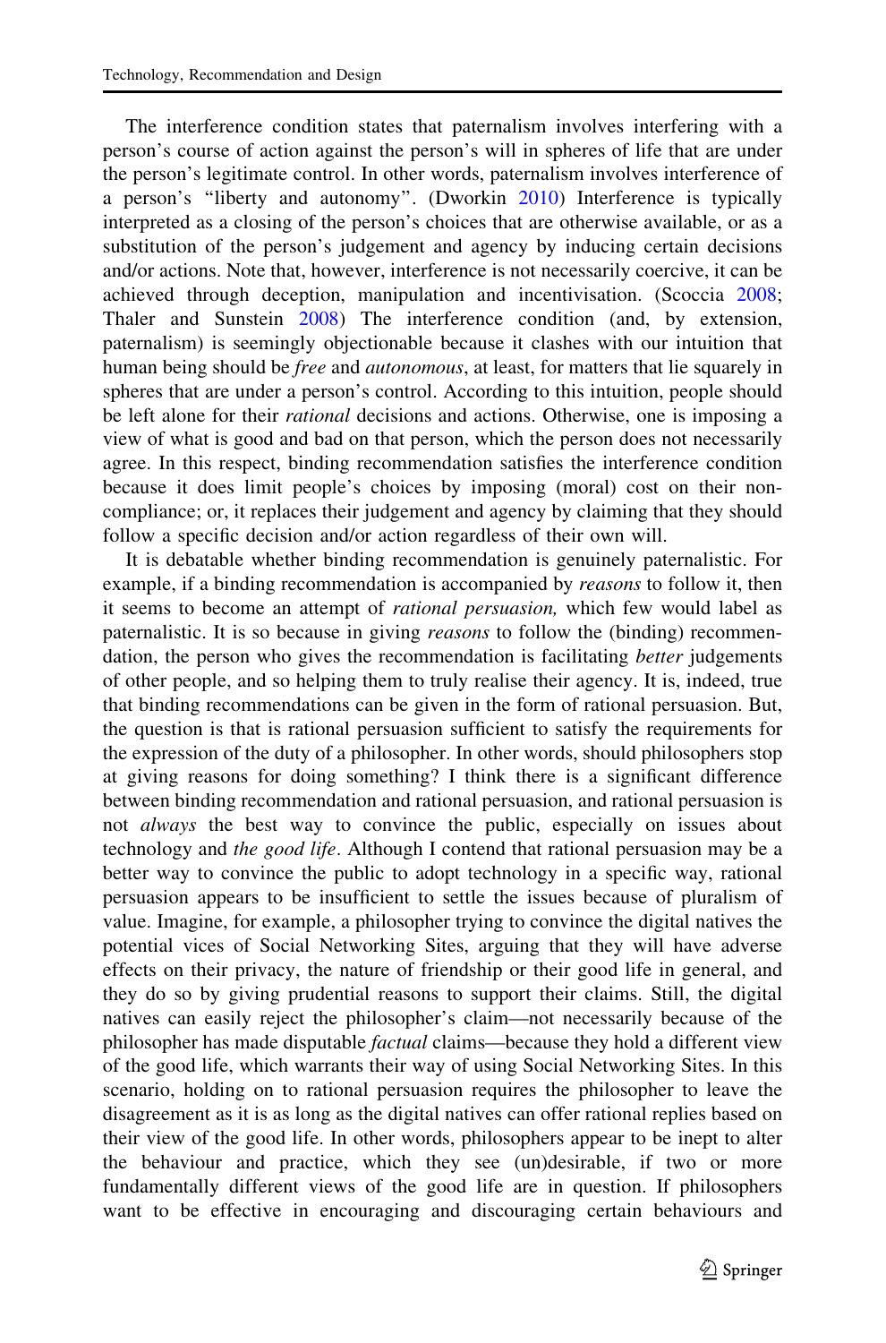The interference condition states that paternalism involves interfering with a person's course of action against the person's will in spheres of life that are under the person's legitimate control. In other words, paternalism involves interference of a person's "liberty and autonomy". (Dworkin 2010) Interference is typically interpreted as a closing of the person's choices that are otherwise available, or as a substitution of the person's judgement and agency by inducing certain decisions and/or actions. Note that, however, interference is not necessarily coercive, it can be achieved through deception, manipulation and incentivisation. (Scoccia 2008; Thaler and Sunstein 2008) The interference condition (and, by extension, paternalism) is seemingly objectionable because it clashes with our intuition that human being should be *free* and *autonomous*, at least, for matters that lie squarely in spheres that are under a person's control. According to this intuition, people should be left alone for their *rational* decisions and actions. Otherwise, one is imposing a view of what is good and bad on that person, which the person does not necessarily agree. In this respect, binding recommendation satisfies the interference condition because it does limit people's choices by imposing (moral) cost on their non-compliance; or, it replaces their judgement and agency by claiming that they should follow a specific decision and/or action regardless of their own will.

It is debatable whether binding recommendation is genuinely paternalistic. For example, if a binding recommendation is accompanied by *reasons* to follow it, then it seems to become an attempt of *rational persuasion,* which few would label as paternalistic. It is so because in giving *reasons* to follow the (binding) recommendation, the person who gives the recommendation is facilitating *better* judgements of other people, and so helping them to truly realise their agency. It is, indeed, true that binding recommendations can be given in the form of rational persuasion. But, the question is that is rational persuasion sufficient to satisfy the requirements for the expression of the duty of a philosopher. In other words, should philosophers stop at giving reasons for doing something? I think there is a significant difference between binding recommendation and rational persuasion, and rational persuasion is not *always* the best way to convince the public, especially on issues about technology and *the good life*. Although I contend that rational persuasion may be a better way to convince the public to adopt technology in a specific way, rational persuasion appears to be insufficient to settle the issues because of pluralism of value. Imagine, for example, a philosopher trying to convince the digital natives the potential vices of Social Networking Sites, arguing that they will have adverse effects on their privacy, the nature of friendship or their good life in general, and they do so by giving prudential reasons to support their claims. Still, the digital natives can easily reject the philosopher's claim—not necessarily because of the philosopher has made disputable *factual* claims—because they hold a different view of the good life, which warrants their way of using Social Networking Sites. In this scenario, holding on to rational persuasion requires the philosopher to leave the disagreement as it is as long as the digital natives can offer rational replies based on their view of the good life. In other words, philosophers appear to be inept to alter the behaviour and practice, which they see (un)desirable, if two or more fundamentally different views of the good life are in question. If philosophers want to be effective in encouraging and discouraging certain behaviours and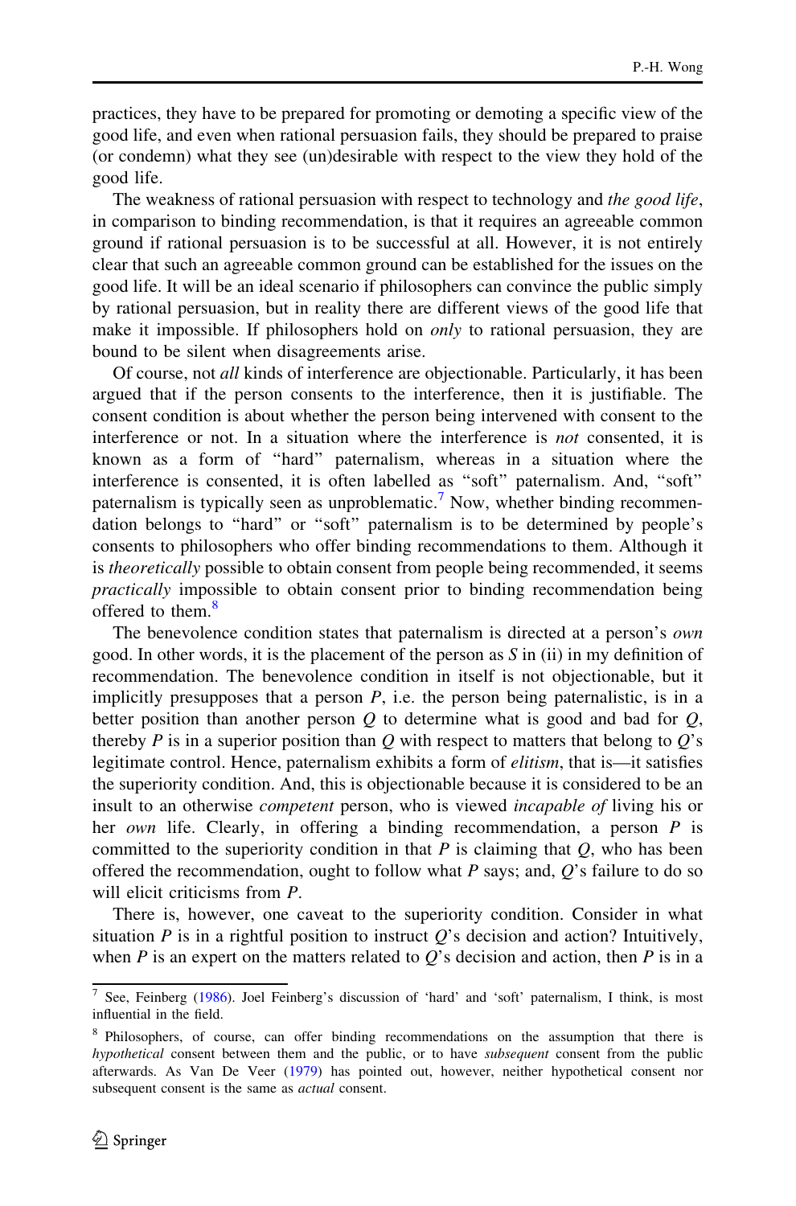practices, they have to be prepared for promoting or demoting a specific view of the good life, and even when rational persuasion fails, they should be prepared to praise (or condemn) what they see (un)desirable with respect to the view they hold of the good life.

The weakness of rational persuasion with respect to technology and *the good life*, in comparison to binding recommendation, is that it requires an agreeable common ground if rational persuasion is to be successful at all. However, it is not entirely clear that such an agreeable common ground can be established for the issues on the good life. It will be an ideal scenario if philosophers can convince the public simply by rational persuasion, but in reality there are different views of the good life that make it impossible. If philosophers hold on *only* to rational persuasion, they are bound to be silent when disagreements arise.

Of course, not *all* kinds of interference are objectionable. Particularly, it has been argued that if the person consents to the interference, then it is justifiable. The consent condition is about whether the person being intervened with consent to the interference or not. In a situation where the interference is *not* consented, it is known as a form of "hard" paternalism, whereas in a situation where the interference is consented, it is often labelled as "soft" paternalism. And, "soft" paternalism is typically seen as unproblematic.[7] Now, whether binding recommendation belongs to "hard" or "soft" paternalism is to be determined by people's consents to philosophers who offer binding recommendations to them. Although it is *theoretically* possible to obtain consent from people being recommended, it seems *practically* impossible to obtain consent prior to binding recommendation being offered to them.[8]

The benevolence condition states that paternalism is directed at a person's *own* good. In other words, it is the placement of the person as $S$ in (ii) in my definition of recommendation. The benevolence condition in itself is not objectionable, but it implicitly presupposes that a person $P$, i.e. the person being paternalistic, is in a better position than another person $Q$ to determine what is good and bad for $Q$, thereby $P$ is in a superior position than $Q$ with respect to matters that belong to $Q$'s legitimate control. Hence, paternalism exhibits a form of *elitism*, that is—it satisfies the superiority condition. And, this is objectionable because it is considered to be an insult to an otherwise *competent* person, who is viewed *incapable of* living his or her *own* life. Clearly, in offering a binding recommendation, a person $P$ is committed to the superiority condition in that $P$ is claiming that $Q$, who has been offered the recommendation, ought to follow what $P$ says; and, $Q$'s failure to do so will elicit criticisms from $P$.

There is, however, one caveat to the superiority condition. Consider in what situation $P$ is in a rightful position to instruct $Q$'s decision and action? Intuitively, when $P$ is an expert on the matters related to $Q$'s decision and action, then $P$ is in a

---

[7] See, Feinberg (1986). Joel Feinberg's discussion of 'hard' and 'soft' paternalism, I think, is most influential in the field.

[8] Philosophers, of course, can offer binding recommendations on the assumption that there is *hypothetical* consent between them and the public, or to have *subsequent* consent from the public afterwards. As Van De Veer (1979) has pointed out, however, neither hypothetical consent nor subsequent consent is the same as *actual* consent.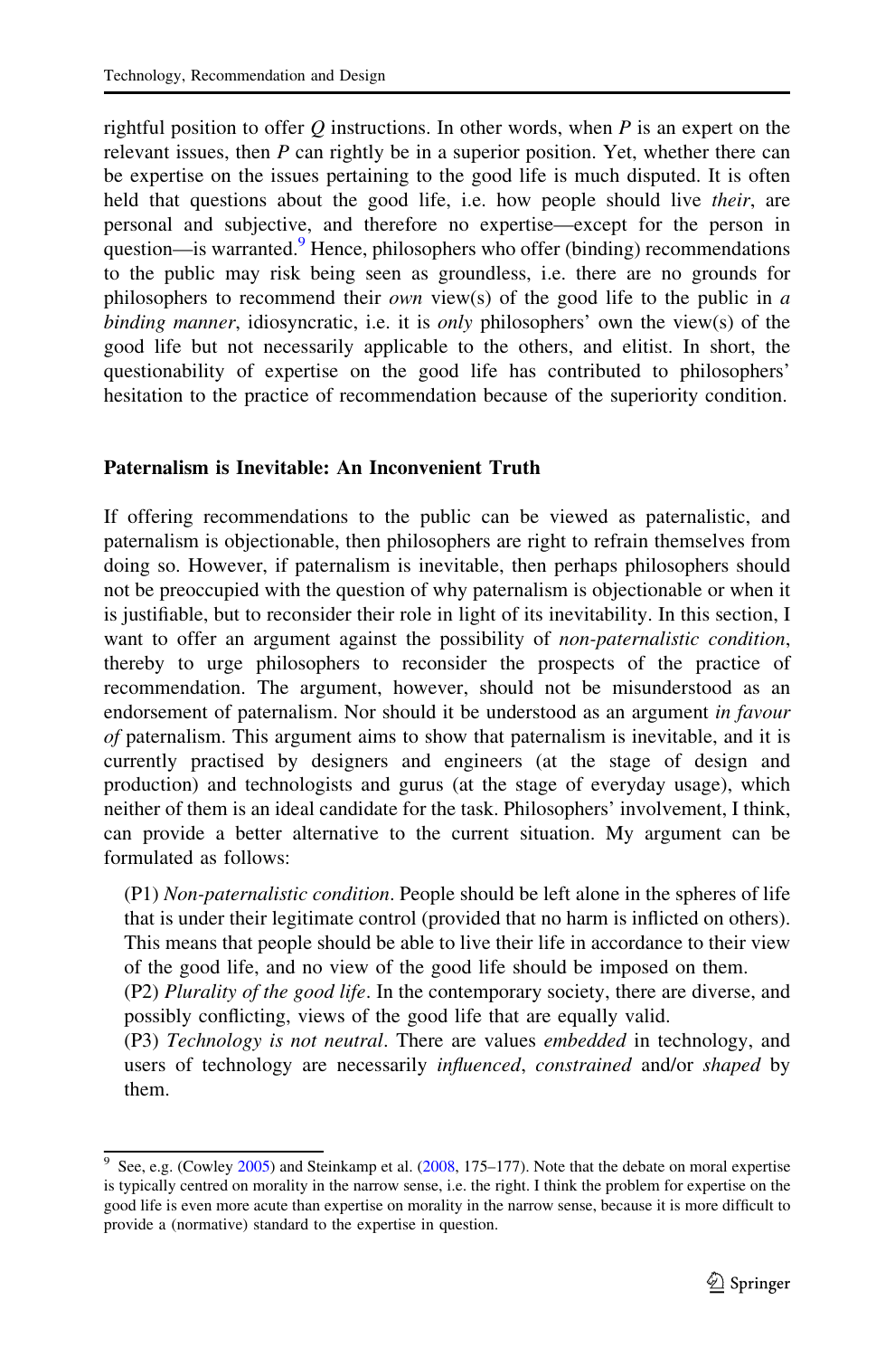rightful position to offer $Q$ instructions. In other words, when $P$ is an expert on the relevant issues, then $P$ can rightly be in a superior position. Yet, whether there can be expertise on the issues pertaining to the good life is much disputed. It is often held that questions about the good life, i.e. how people should live *their*, are personal and subjective, and therefore no expertise—except for the person in question—is warranted.[9] Hence, philosophers who offer (binding) recommendations to the public may risk being seen as groundless, i.e. there are no grounds for philosophers to recommend their *own* view(s) of the good life to the public in *a binding manner*, idiosyncratic, i.e. it is *only* philosophers' own the view(s) of the good life but not necessarily applicable to the others, and elitist. In short, the questionability of expertise on the good life has contributed to philosophers' hesitation to the practice of recommendation because of the superiority condition.

## Paternalism is Inevitable: An Inconvenient Truth

If offering recommendations to the public can be viewed as paternalistic, and paternalism is objectionable, then philosophers are right to refrain themselves from doing so. However, if paternalism is inevitable, then perhaps philosophers should not be preoccupied with the question of why paternalism is objectionable or when it is justifiable, but to reconsider their role in light of its inevitability. In this section, I want to offer an argument against the possibility of *non-paternalistic condition*, thereby to urge philosophers to reconsider the prospects of the practice of recommendation. The argument, however, should not be misunderstood as an endorsement of paternalism. Nor should it be understood as an argument *in favour of* paternalism. This argument aims to show that paternalism is inevitable, and it is currently practised by designers and engineers (at the stage of design and production) and technologists and gurus (at the stage of everyday usage), which neither of them is an ideal candidate for the task. Philosophers' involvement, I think, can provide a better alternative to the current situation. My argument can be formulated as follows:

(P1) *Non-paternalistic condition*. People should be left alone in the spheres of life that is under their legitimate control (provided that no harm is inflicted on others). This means that people should be able to live their life in accordance to their view of the good life, and no view of the good life should be imposed on them.

(P2) *Plurality of the good life*. In the contemporary society, there are diverse, and possibly conflicting, views of the good life that are equally valid.

(P3) *Technology is not neutral*. There are values *embedded* in technology, and users of technology are necessarily *influenced*, *constrained* and/or *shaped* by them.

[9] See, e.g. (Cowley 2005) and Steinkamp et al. (2008, 175–177). Note that the debate on moral expertise is typically centred on morality in the narrow sense, i.e. the right. I think the problem for expertise on the good life is even more acute than expertise on morality in the narrow sense, because it is more difficult to provide a (normative) standard to the expertise in question.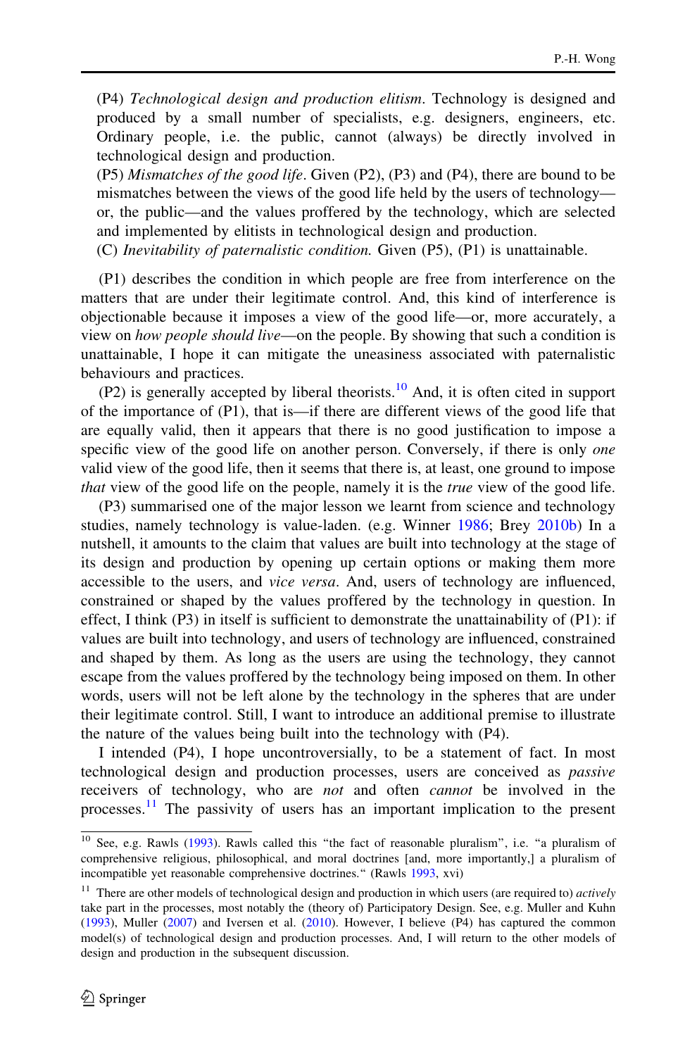(P4) *Technological design and production elitism*. Technology is designed and produced by a small number of specialists, e.g. designers, engineers, etc. Ordinary people, i.e. the public, cannot (always) be directly involved in technological design and production.

(P5) *Mismatches of the good life*. Given (P2), (P3) and (P4), there are bound to be mismatches between the views of the good life held by the users of technology—or, the public—and the values proffered by the technology, which are selected and implemented by elitists in technological design and production.

(C) *Inevitability of paternalistic condition.* Given (P5), (P1) is unattainable.

(P1) describes the condition in which people are free from interference on the matters that are under their legitimate control. And, this kind of interference is objectionable because it imposes a view of the good life—or, more accurately, a view on *how people should live*—on the people. By showing that such a condition is unattainable, I hope it can mitigate the uneasiness associated with paternalistic behaviours and practices.

(P2) is generally accepted by liberal theorists.[10] And, it is often cited in support of the importance of (P1), that is—if there are different views of the good life that are equally valid, then it appears that there is no good justification to impose a specific view of the good life on another person. Conversely, if there is only *one* valid view of the good life, then it seems that there is, at least, one ground to impose *that* view of the good life on the people, namely it is the *true* view of the good life.

(P3) summarised one of the major lesson we learnt from science and technology studies, namely technology is value-laden. (e.g. Winner 1986; Brey 2010b) In a nutshell, it amounts to the claim that values are built into technology at the stage of its design and production by opening up certain options or making them more accessible to the users, and *vice versa*. And, users of technology are influenced, constrained or shaped by the values proffered by the technology in question. In effect, I think (P3) in itself is sufficient to demonstrate the unattainability of (P1): if values are built into technology, and users of technology are influenced, constrained and shaped by them. As long as the users are using the technology, they cannot escape from the values proffered by the technology being imposed on them. In other words, users will not be left alone by the technology in the spheres that are under their legitimate control. Still, I want to introduce an additional premise to illustrate the nature of the values being built into the technology with (P4).

I intended (P4), I hope uncontroversially, to be a statement of fact. In most technological design and production processes, users are conceived as *passive* receivers of technology, who are *not* and often *cannot* be involved in the processes.[11] The passivity of users has an important implication to the present

---

[10] See, e.g. Rawls (1993). Rawls called this "the fact of reasonable pluralism", i.e. "a pluralism of comprehensive religious, philosophical, and moral doctrines [and, more importantly,] a pluralism of incompatible yet reasonable comprehensive doctrines." (Rawls 1993, xvi)

[11] There are other models of technological design and production in which users (are required to) *actively* take part in the processes, most notably the (theory of) Participatory Design. See, e.g. Muller and Kuhn (1993), Muller (2007) and Iversen et al. (2010). However, I believe (P4) has captured the common model(s) of technological design and production processes. And, I will return to the other models of design and production in the subsequent discussion.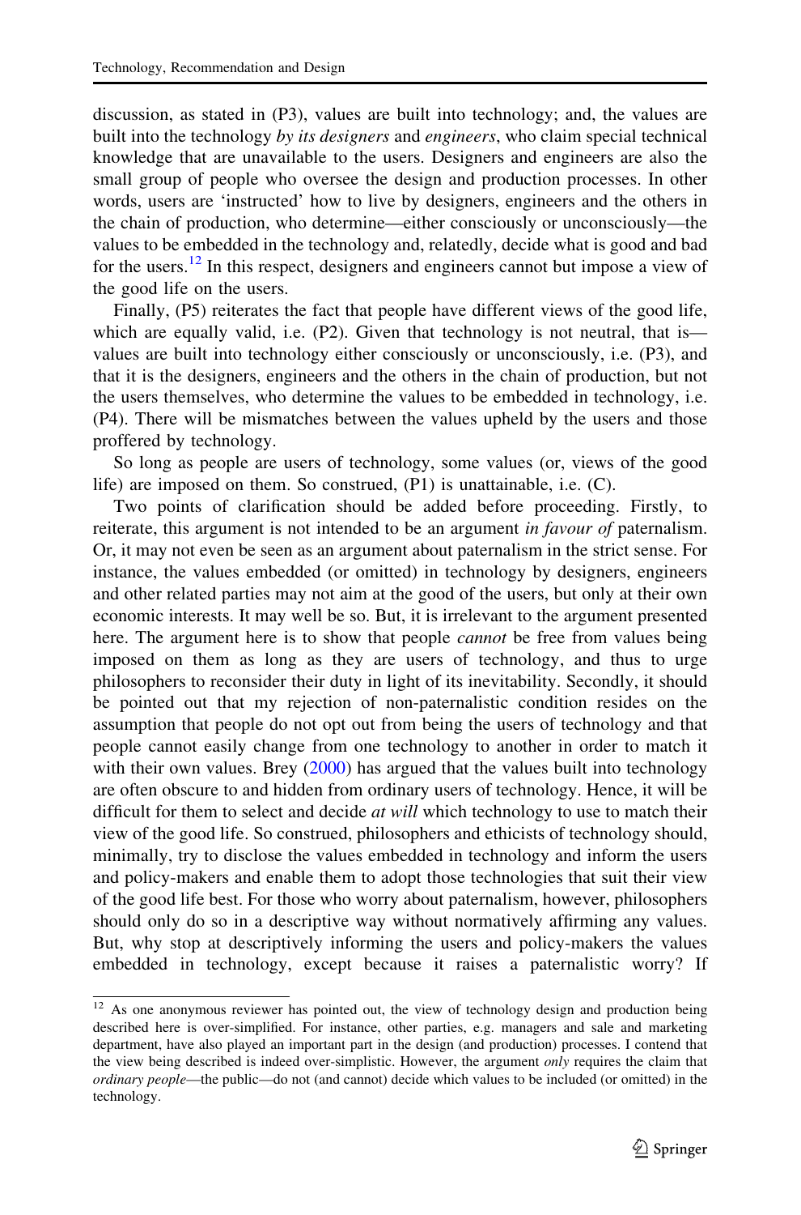discussion, as stated in (P3), values are built into technology; and, the values are built into the technology *by its designers* and *engineers*, who claim special technical knowledge that are unavailable to the users. Designers and engineers are also the small group of people who oversee the design and production processes. In other words, users are 'instructed' how to live by designers, engineers and the others in the chain of production, who determine—either consciously or unconsciously—the values to be embedded in the technology and, relatedly, decide what is good and bad for the users.[12] In this respect, designers and engineers cannot but impose a view of the good life on the users.

Finally, (P5) reiterates the fact that people have different views of the good life, which are equally valid, i.e. (P2). Given that technology is not neutral, that is—values are built into technology either consciously or unconsciously, i.e. (P3), and that it is the designers, engineers and the others in the chain of production, but not the users themselves, who determine the values to be embedded in technology, i.e. (P4). There will be mismatches between the values upheld by the users and those proffered by technology.

So long as people are users of technology, some values (or, views of the good life) are imposed on them. So construed, (P1) is unattainable, i.e. (C).

Two points of clarification should be added before proceeding. Firstly, to reiterate, this argument is not intended to be an argument *in favour of* paternalism. Or, it may not even be seen as an argument about paternalism in the strict sense. For instance, the values embedded (or omitted) in technology by designers, engineers and other related parties may not aim at the good of the users, but only at their own economic interests. It may well be so. But, it is irrelevant to the argument presented here. The argument here is to show that people *cannot* be free from values being imposed on them as long as they are users of technology, and thus to urge philosophers to reconsider their duty in light of its inevitability. Secondly, it should be pointed out that my rejection of non-paternalistic condition resides on the assumption that people do not opt out from being the users of technology and that people cannot easily change from one technology to another in order to match it with their own values. Brey (2000) has argued that the values built into technology are often obscure to and hidden from ordinary users of technology. Hence, it will be difficult for them to select and decide *at will* which technology to use to match their view of the good life. So construed, philosophers and ethicists of technology should, minimally, try to disclose the values embedded in technology and inform the users and policy-makers and enable them to adopt those technologies that suit their view of the good life best. For those who worry about paternalism, however, philosophers should only do so in a descriptive way without normatively affirming any values. But, why stop at descriptively informing the users and policy-makers the values embedded in technology, except because it raises a paternalistic worry? If

---

[12] As one anonymous reviewer has pointed out, the view of technology design and production being described here is over-simplified. For instance, other parties, e.g. managers and sale and marketing department, have also played an important part in the design (and production) processes. I contend that the view being described is indeed over-simplistic. However, the argument *only* requires the claim that *ordinary people*—the public—do not (and cannot) decide which values to be included (or omitted) in the technology.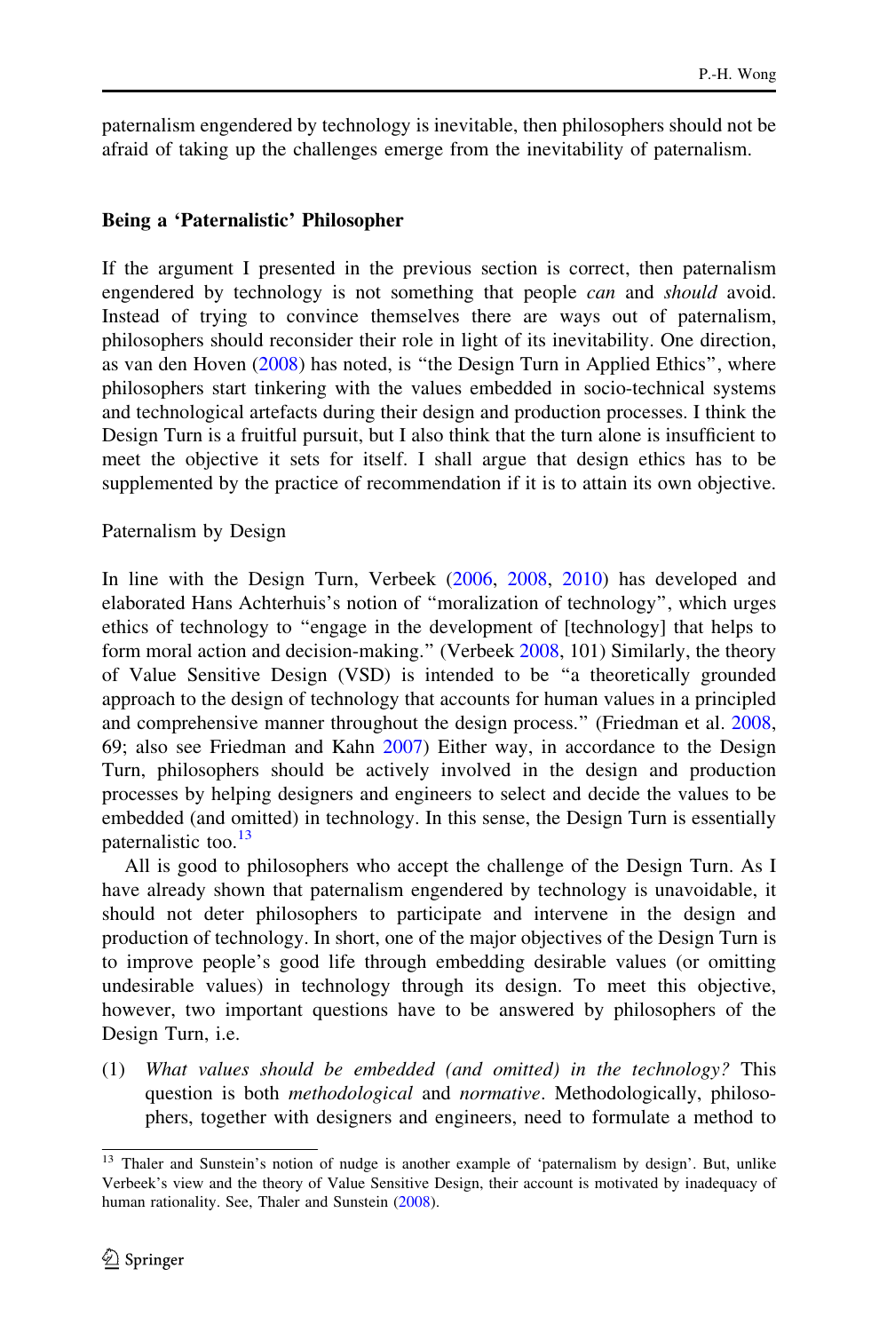paternalism engendered by technology is inevitable, then philosophers should not be afraid of taking up the challenges emerge from the inevitability of paternalism.

## Being a 'Paternalistic' Philosopher

If the argument I presented in the previous section is correct, then paternalism engendered by technology is not something that people *can* and *should* avoid. Instead of trying to convince themselves there are ways out of paternalism, philosophers should reconsider their role in light of its inevitability. One direction, as van den Hoven (2008) has noted, is "the Design Turn in Applied Ethics", where philosophers start tinkering with the values embedded in socio-technical systems and technological artefacts during their design and production processes. I think the Design Turn is a fruitful pursuit, but I also think that the turn alone is insufficient to meet the objective it sets for itself. I shall argue that design ethics has to be supplemented by the practice of recommendation if it is to attain its own objective.

### Paternalism by Design

In line with the Design Turn, Verbeek (2006, 2008, 2010) has developed and elaborated Hans Achterhuis's notion of "moralization of technology", which urges ethics of technology to "engage in the development of [technology] that helps to form moral action and decision-making." (Verbeek 2008, 101) Similarly, the theory of Value Sensitive Design (VSD) is intended to be "a theoretically grounded approach to the design of technology that accounts for human values in a principled and comprehensive manner throughout the design process." (Friedman et al. 2008, 69; also see Friedman and Kahn 2007) Either way, in accordance to the Design Turn, philosophers should be actively involved in the design and production processes by helping designers and engineers to select and decide the values to be embedded (and omitted) in technology. In this sense, the Design Turn is essentially paternalistic too.[13]

All is good to philosophers who accept the challenge of the Design Turn. As I have already shown that paternalism engendered by technology is unavoidable, it should not deter philosophers to participate and intervene in the design and production of technology. In short, one of the major objectives of the Design Turn is to improve people's good life through embedding desirable values (or omitting undesirable values) in technology through its design. To meet this objective, however, two important questions have to be answered by philosophers of the Design Turn, i.e.

(1) *What values should be embedded (and omitted) in the technology?* This question is both *methodological* and *normative*. Methodologically, philosophers, together with designers and engineers, need to formulate a method to

[13] Thaler and Sunstein's notion of nudge is another example of 'paternalism by design'. But, unlike Verbeek's view and the theory of Value Sensitive Design, their account is motivated by inadequacy of human rationality. See, Thaler and Sunstein (2008).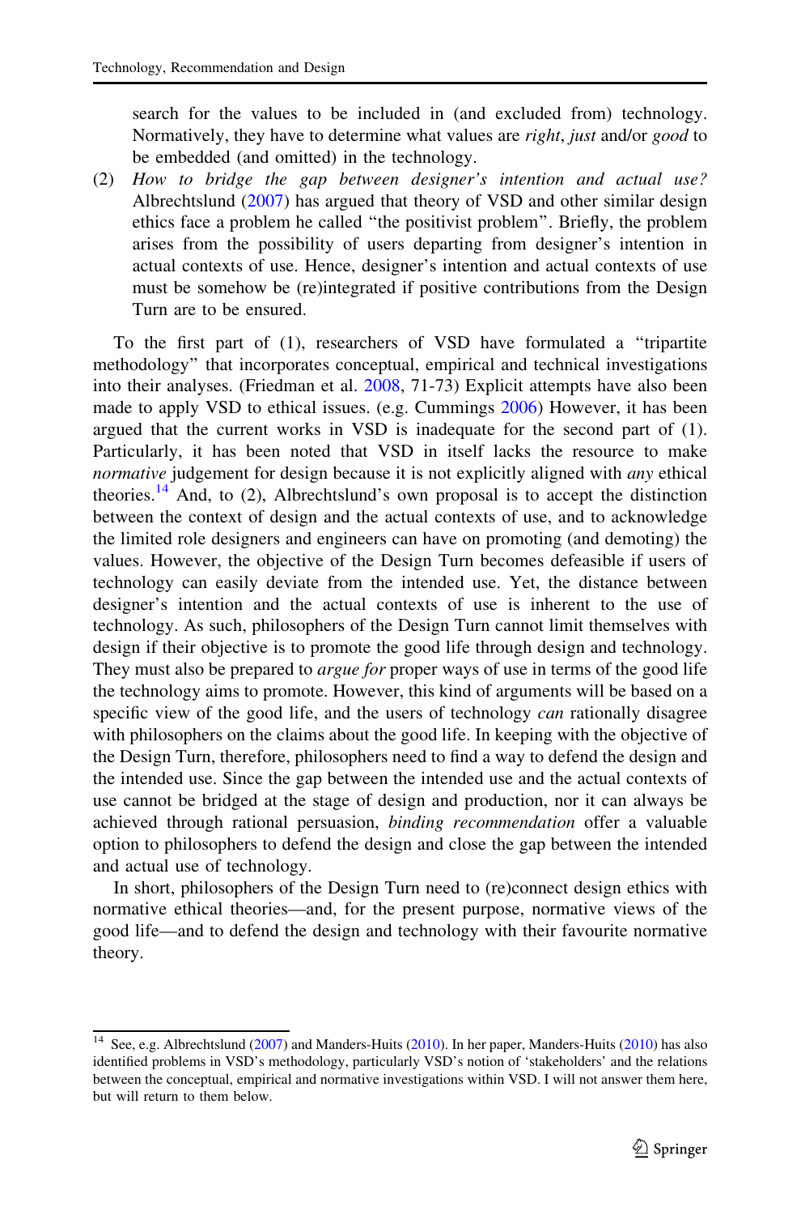search for the values to be included in (and excluded from) technology. Normatively, they have to determine what values are *right*, *just* and/or *good* to be embedded (and omitted) in the technology.

(2) *How to bridge the gap between designer's intention and actual use?* Albrechtslund (2007) has argued that theory of VSD and other similar design ethics face a problem he called "the positivist problem". Briefly, the problem arises from the possibility of users departing from designer's intention in actual contexts of use. Hence, designer's intention and actual contexts of use must be somehow be (re)integrated if positive contributions from the Design Turn are to be ensured.

To the first part of (1), researchers of VSD have formulated a "tripartite methodology" that incorporates conceptual, empirical and technical investigations into their analyses. (Friedman et al. 2008, 71-73) Explicit attempts have also been made to apply VSD to ethical issues. (e.g. Cummings 2006) However, it has been argued that the current works in VSD is inadequate for the second part of (1). Particularly, it has been noted that VSD in itself lacks the resource to make *normative* judgement for design because it is not explicitly aligned with *any* ethical theories.[14] And, to (2), Albrechtslund's own proposal is to accept the distinction between the context of design and the actual contexts of use, and to acknowledge the limited role designers and engineers can have on promoting (and demoting) the values. However, the objective of the Design Turn becomes defeasible if users of technology can easily deviate from the intended use. Yet, the distance between designer's intention and the actual contexts of use is inherent to the use of technology. As such, philosophers of the Design Turn cannot limit themselves with design if their objective is to promote the good life through design and technology. They must also be prepared to *argue for* proper ways of use in terms of the good life the technology aims to promote. However, this kind of arguments will be based on a specific view of the good life, and the users of technology *can* rationally disagree with philosophers on the claims about the good life. In keeping with the objective of the Design Turn, therefore, philosophers need to find a way to defend the design and the intended use. Since the gap between the intended use and the actual contexts of use cannot be bridged at the stage of design and production, nor it can always be achieved through rational persuasion, *binding recommendation* offer a valuable option to philosophers to defend the design and close the gap between the intended and actual use of technology.

In short, philosophers of the Design Turn need to (re)connect design ethics with normative ethical theories—and, for the present purpose, normative views of the good life—and to defend the design and technology with their favourite normative theory.

---

[14] See, e.g. Albrechtslund (2007) and Manders-Huits (2010). In her paper, Manders-Huits (2010) has also identified problems in VSD's methodology, particularly VSD's notion of 'stakeholders' and the relations between the conceptual, empirical and normative investigations within VSD. I will not answer them here, but will return to them below.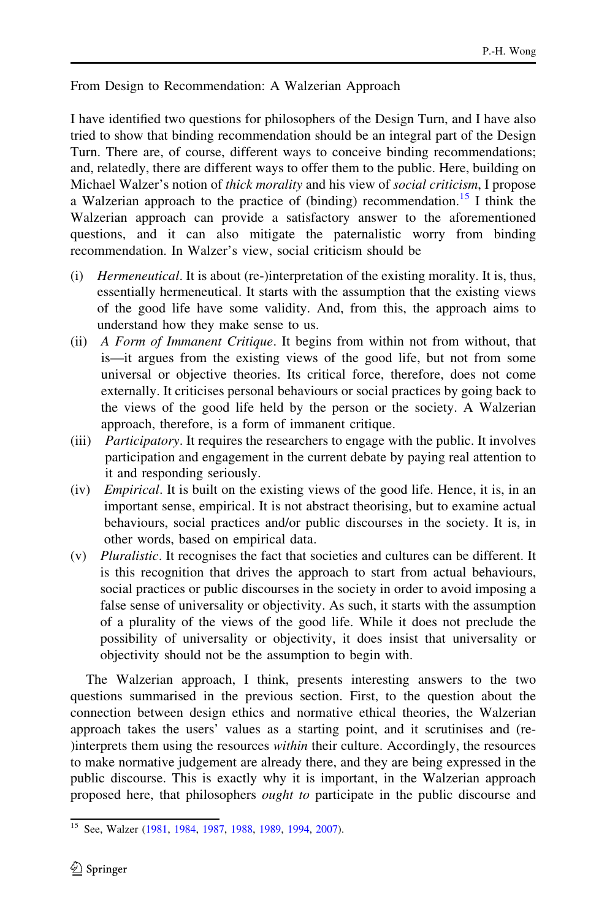From Design to Recommendation: A Walzerian Approach

I have identified two questions for philosophers of the Design Turn, and I have also tried to show that binding recommendation should be an integral part of the Design Turn. There are, of course, different ways to conceive binding recommendations; and, relatedly, there are different ways to offer them to the public. Here, building on Michael Walzer's notion of *thick morality* and his view of *social criticism*, I propose a Walzerian approach to the practice of (binding) recommendation.[15] I think the Walzerian approach can provide a satisfactory answer to the aforementioned questions, and it can also mitigate the paternalistic worry from binding recommendation. In Walzer's view, social criticism should be

(i) *Hermeneutical*. It is about (re-)interpretation of the existing morality. It is, thus, essentially hermeneutical. It starts with the assumption that the existing views of the good life have some validity. And, from this, the approach aims to understand how they make sense to us.

(ii) *A Form of Immanent Critique*. It begins from within not from without, that is—it argues from the existing views of the good life, but not from some universal or objective theories. Its critical force, therefore, does not come externally. It criticises personal behaviours or social practices by going back to the views of the good life held by the person or the society. A Walzerian approach, therefore, is a form of immanent critique.

(iii) *Participatory*. It requires the researchers to engage with the public. It involves participation and engagement in the current debate by paying real attention to it and responding seriously.

(iv) *Empirical*. It is built on the existing views of the good life. Hence, it is, in an important sense, empirical. It is not abstract theorising, but to examine actual behaviours, social practices and/or public discourses in the society. It is, in other words, based on empirical data.

(v) *Pluralistic*. It recognises the fact that societies and cultures can be different. It is this recognition that drives the approach to start from actual behaviours, social practices or public discourses in the society in order to avoid imposing a false sense of universality or objectivity. As such, it starts with the assumption of a plurality of the views of the good life. While it does not preclude the possibility of universality or objectivity, it does insist that universality or objectivity should not be the assumption to begin with.

The Walzerian approach, I think, presents interesting answers to the two questions summarised in the previous section. First, to the question about the connection between design ethics and normative ethical theories, the Walzerian approach takes the users' values as a starting point, and it scrutinises and (re-)interprets them using the resources *within* their culture. Accordingly, the resources to make normative judgement are already there, and they are being expressed in the public discourse. This is exactly why it is important, in the Walzerian approach proposed here, that philosophers *ought to* participate in the public discourse and

[15] See, Walzer (1981, 1984, 1987, 1988, 1989, 1994, 2007).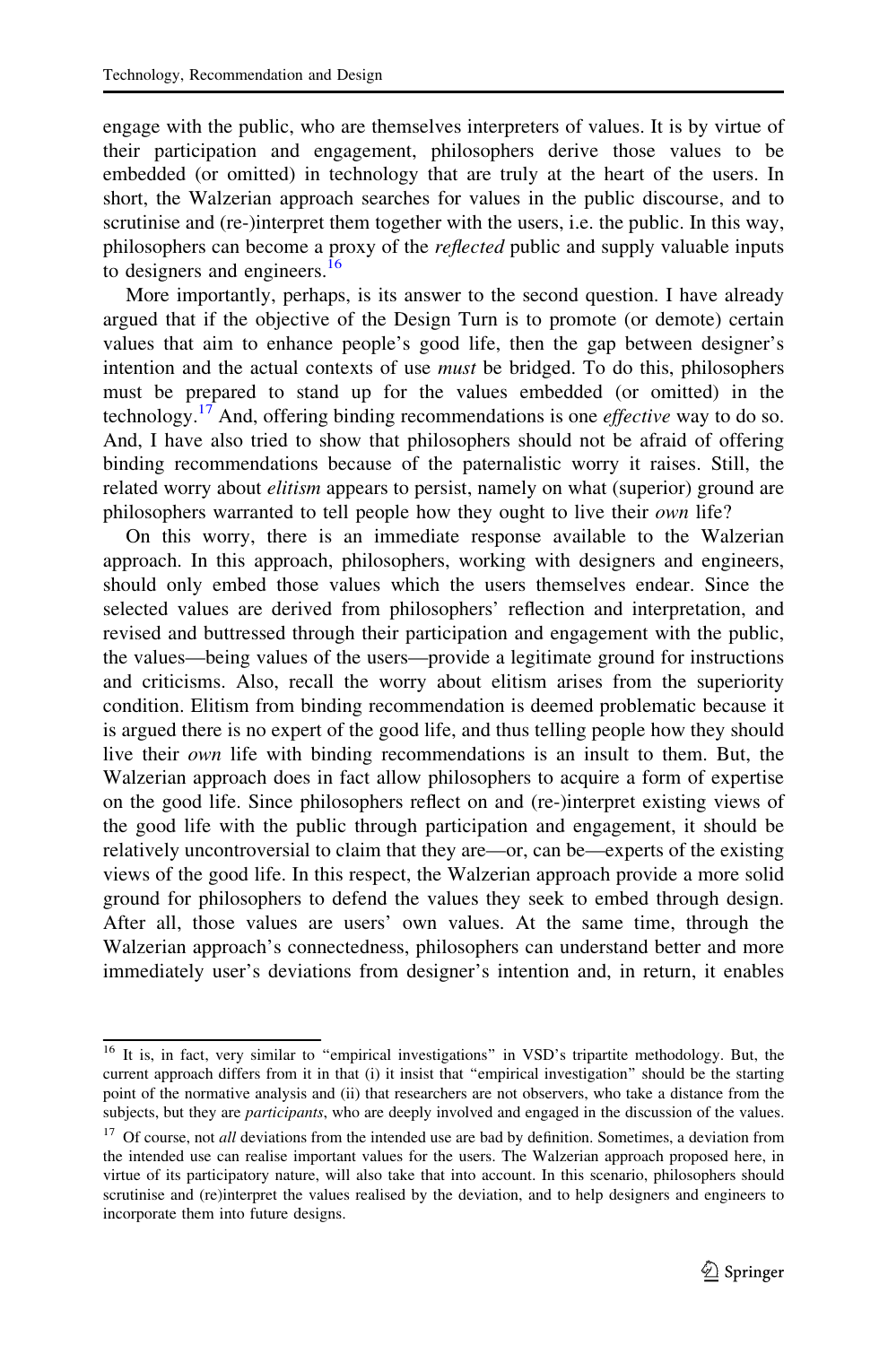engage with the public, who are themselves interpreters of values. It is by virtue of their participation and engagement, philosophers derive those values to be embedded (or omitted) in technology that are truly at the heart of the users. In short, the Walzerian approach searches for values in the public discourse, and to scrutinise and (re-)interpret them together with the users, i.e. the public. In this way, philosophers can become a proxy of the *reflected* public and supply valuable inputs to designers and engineers.[16]

More importantly, perhaps, is its answer to the second question. I have already argued that if the objective of the Design Turn is to promote (or demote) certain values that aim to enhance people's good life, then the gap between designer's intention and the actual contexts of use *must* be bridged. To do this, philosophers must be prepared to stand up for the values embedded (or omitted) in the technology.[17] And, offering binding recommendations is one *effective* way to do so. And, I have also tried to show that philosophers should not be afraid of offering binding recommendations because of the paternalistic worry it raises. Still, the related worry about *elitism* appears to persist, namely on what (superior) ground are philosophers warranted to tell people how they ought to live their *own* life?

On this worry, there is an immediate response available to the Walzerian approach. In this approach, philosophers, working with designers and engineers, should only embed those values which the users themselves endear. Since the selected values are derived from philosophers' reflection and interpretation, and revised and buttressed through their participation and engagement with the public, the values—being values of the users—provide a legitimate ground for instructions and criticisms. Also, recall the worry about elitism arises from the superiority condition. Elitism from binding recommendation is deemed problematic because it is argued there is no expert of the good life, and thus telling people how they should live their *own* life with binding recommendations is an insult to them. But, the Walzerian approach does in fact allow philosophers to acquire a form of expertise on the good life. Since philosophers reflect on and (re-)interpret existing views of the good life with the public through participation and engagement, it should be relatively uncontroversial to claim that they are—or, can be—experts of the existing views of the good life. In this respect, the Walzerian approach provide a more solid ground for philosophers to defend the values they seek to embed through design. After all, those values are users' own values. At the same time, through the Walzerian approach's connectedness, philosophers can understand better and more immediately user's deviations from designer's intention and, in return, it enables

---

[16] It is, in fact, very similar to "empirical investigations" in VSD's tripartite methodology. But, the current approach differs from it in that (i) it insist that "empirical investigation" should be the starting point of the normative analysis and (ii) that researchers are not observers, who take a distance from the subjects, but they are *participants*, who are deeply involved and engaged in the discussion of the values.

[17] Of course, not *all* deviations from the intended use are bad by definition. Sometimes, a deviation from the intended use can realise important values for the users. The Walzerian approach proposed here, in virtue of its participatory nature, will also take that into account. In this scenario, philosophers should scrutinise and (re)interpret the values realised by the deviation, and to help designers and engineers to incorporate them into future designs.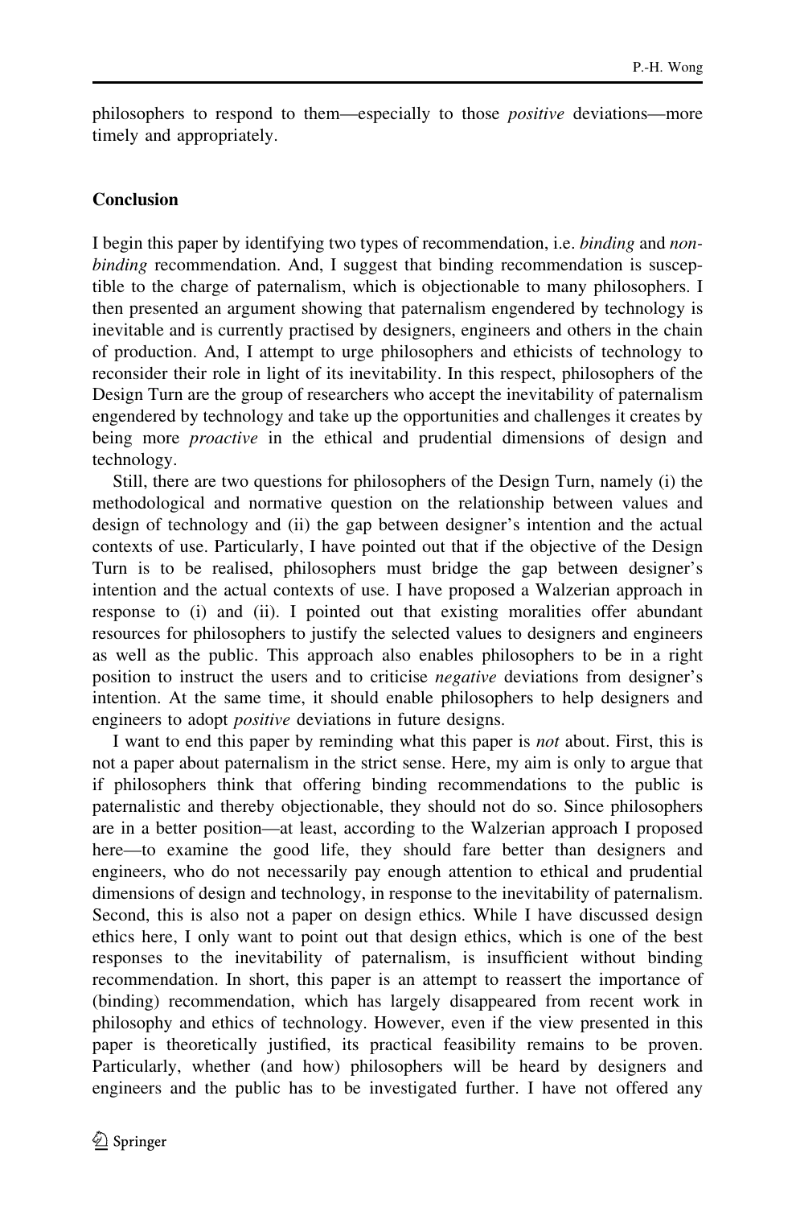philosophers to respond to them—especially to those *positive* deviations—more timely and appropriately.

## Conclusion

I begin this paper by identifying two types of recommendation, i.e. *binding* and *non-binding* recommendation. And, I suggest that binding recommendation is susceptible to the charge of paternalism, which is objectionable to many philosophers. I then presented an argument showing that paternalism engendered by technology is inevitable and is currently practised by designers, engineers and others in the chain of production. And, I attempt to urge philosophers and ethicists of technology to reconsider their role in light of its inevitability. In this respect, philosophers of the Design Turn are the group of researchers who accept the inevitability of paternalism engendered by technology and take up the opportunities and challenges it creates by being more *proactive* in the ethical and prudential dimensions of design and technology.

Still, there are two questions for philosophers of the Design Turn, namely (i) the methodological and normative question on the relationship between values and design of technology and (ii) the gap between designer's intention and the actual contexts of use. Particularly, I have pointed out that if the objective of the Design Turn is to be realised, philosophers must bridge the gap between designer's intention and the actual contexts of use. I have proposed a Walzerian approach in response to (i) and (ii). I pointed out that existing moralities offer abundant resources for philosophers to justify the selected values to designers and engineers as well as the public. This approach also enables philosophers to be in a right position to instruct the users and to criticise *negative* deviations from designer's intention. At the same time, it should enable philosophers to help designers and engineers to adopt *positive* deviations in future designs.

I want to end this paper by reminding what this paper is *not* about. First, this is not a paper about paternalism in the strict sense. Here, my aim is only to argue that if philosophers think that offering binding recommendations to the public is paternalistic and thereby objectionable, they should not do so. Since philosophers are in a better position—at least, according to the Walzerian approach I proposed here—to examine the good life, they should fare better than designers and engineers, who do not necessarily pay enough attention to ethical and prudential dimensions of design and technology, in response to the inevitability of paternalism. Second, this is also not a paper on design ethics. While I have discussed design ethics here, I only want to point out that design ethics, which is one of the best responses to the inevitability of paternalism, is insufficient without binding recommendation. In short, this paper is an attempt to reassert the importance of (binding) recommendation, which has largely disappeared from recent work in philosophy and ethics of technology. However, even if the view presented in this paper is theoretically justified, its practical feasibility remains to be proven. Particularly, whether (and how) philosophers will be heard by designers and engineers and the public has to be investigated further. I have not offered any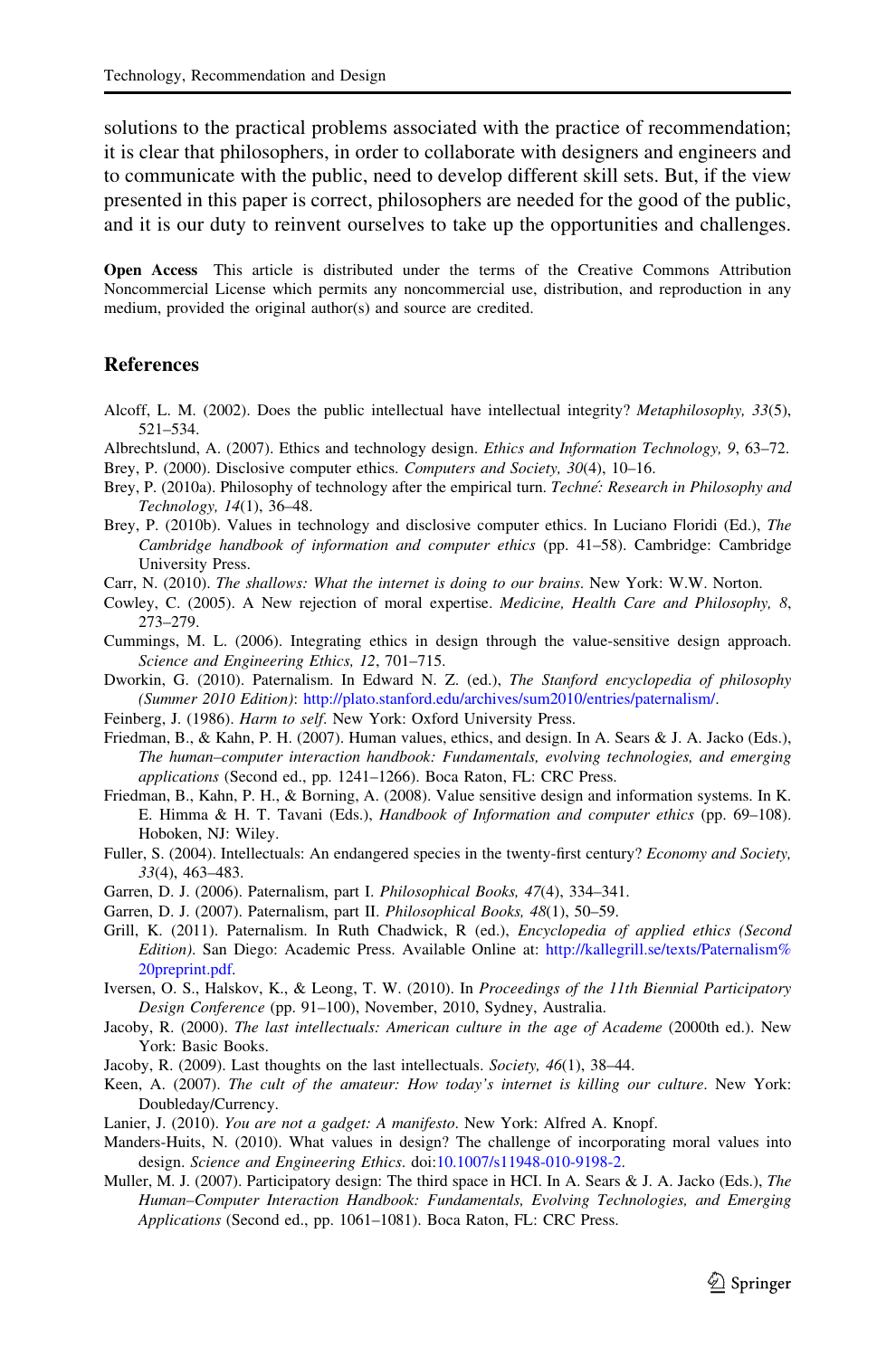solutions to the practical problems associated with the practice of recommendation; it is clear that philosophers, in order to collaborate with designers and engineers and to communicate with the public, need to develop different skill sets. But, if the view presented in this paper is correct, philosophers are needed for the good of the public, and it is our duty to reinvent ourselves to take up the opportunities and challenges.

**Open Access** This article is distributed under the terms of the Creative Commons Attribution Noncommercial License which permits any noncommercial use, distribution, and reproduction in any medium, provided the original author(s) and source are credited.

## References

Alcoff, L. M. (2002). Does the public intellectual have intellectual integrity? *Metaphilosophy, 33*(5), 521–534.

Albrechtslund, A. (2007). Ethics and technology design. *Ethics and Information Technology, 9*, 63–72.

Brey, P. (2000). Disclosive computer ethics. *Computers and Society, 30*(4), 10–16.

Brey, P. (2010a). Philosophy of technology after the empirical turn. *Techné: Research in Philosophy and Technology, 14*(1), 36–48.

Brey, P. (2010b). Values in technology and disclosive computer ethics. In Luciano Floridi (Ed.), *The Cambridge handbook of information and computer ethics* (pp. 41–58). Cambridge: Cambridge University Press.

Carr, N. (2010). *The shallows: What the internet is doing to our brains*. New York: W.W. Norton.

Cowley, C. (2005). A New rejection of moral expertise. *Medicine, Health Care and Philosophy, 8*, 273–279.

Cummings, M. L. (2006). Integrating ethics in design through the value-sensitive design approach. *Science and Engineering Ethics, 12*, 701–715.

Dworkin, G. (2010). Paternalism. In Edward N. Z. (ed.), *The Stanford encyclopedia of philosophy (Summer 2010 Edition)*: http://plato.stanford.edu/archives/sum2010/entries/paternalism/.

Feinberg, J. (1986). *Harm to self*. New York: Oxford University Press.

Friedman, B., & Kahn, P. H. (2007). Human values, ethics, and design. In A. Sears & J. A. Jacko (Eds.), *The human–computer interaction handbook: Fundamentals, evolving technologies, and emerging applications* (Second ed., pp. 1241–1266). Boca Raton, FL: CRC Press.

Friedman, B., Kahn, P. H., & Borning, A. (2008). Value sensitive design and information systems. In K. E. Himma & H. T. Tavani (Eds.), *Handbook of Information and computer ethics* (pp. 69–108). Hoboken, NJ: Wiley.

Fuller, S. (2004). Intellectuals: An endangered species in the twenty-first century? *Economy and Society, 33*(4), 463–483.

Garren, D. J. (2006). Paternalism, part I. *Philosophical Books, 47*(4), 334–341.

Garren, D. J. (2007). Paternalism, part II. *Philosophical Books, 48*(1), 50–59.

Grill, K. (2011). Paternalism. In Ruth Chadwick, R (ed.), *Encyclopedia of applied ethics (Second Edition)*. San Diego: Academic Press. Available Online at: http://kallegrill.se/texts/Paternalism%20preprint.pdf.

Iversen, O. S., Halskov, K., & Leong, T. W. (2010). In *Proceedings of the 11th Biennial Participatory Design Conference* (pp. 91–100), November, 2010, Sydney, Australia.

Jacoby, R. (2000). *The last intellectuals: American culture in the age of Academe* (2000th ed.). New York: Basic Books.

Jacoby, R. (2009). Last thoughts on the last intellectuals. *Society, 46*(1), 38–44.

Keen, A. (2007). *The cult of the amateur: How today's internet is killing our culture*. New York: Doubleday/Currency.

Lanier, J. (2010). *You are not a gadget: A manifesto*. New York: Alfred A. Knopf.

Manders-Huits, N. (2010). What values in design? The challenge of incorporating moral values into design. *Science and Engineering Ethics*. doi:10.1007/s11948-010-9198-2.

Muller, M. J. (2007). Participatory design: The third space in HCI. In A. Sears & J. A. Jacko (Eds.), *The Human–Computer Interaction Handbook: Fundamentals, Evolving Technologies, and Emerging Applications* (Second ed., pp. 1061–1081). Boca Raton, FL: CRC Press.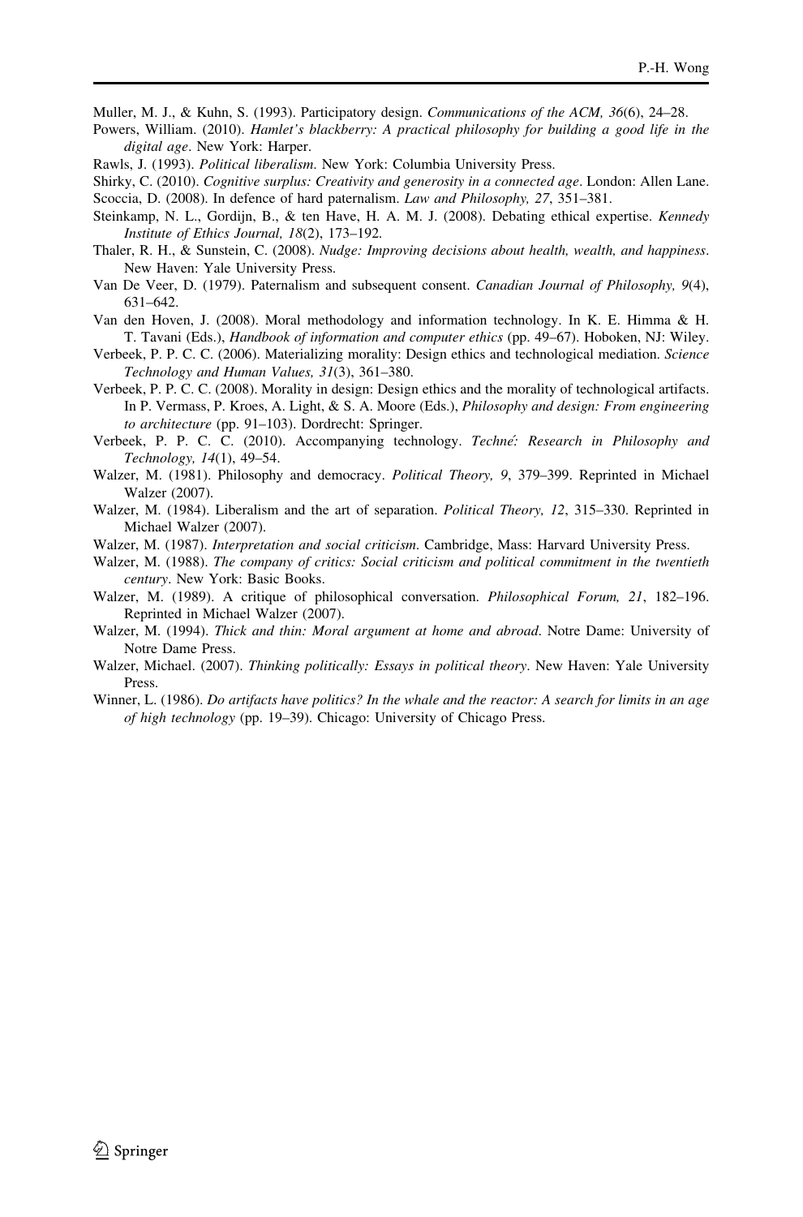Muller, M. J., & Kuhn, S. (1993). Participatory design. *Communications of the ACM, 36*(6), 24–28.

Powers, William. (2010). *Hamlet's blackberry: A practical philosophy for building a good life in the digital age*. New York: Harper.

Rawls, J. (1993). *Political liberalism*. New York: Columbia University Press.

Shirky, C. (2010). *Cognitive surplus: Creativity and generosity in a connected age*. London: Allen Lane.

Scoccia, D. (2008). In defence of hard paternalism. *Law and Philosophy, 27*, 351–381.

Steinkamp, N. L., Gordijn, B., & ten Have, H. A. M. J. (2008). Debating ethical expertise. *Kennedy Institute of Ethics Journal, 18*(2), 173–192.

Thaler, R. H., & Sunstein, C. (2008). *Nudge: Improving decisions about health, wealth, and happiness*. New Haven: Yale University Press.

Van De Veer, D. (1979). Paternalism and subsequent consent. *Canadian Journal of Philosophy, 9*(4), 631–642.

Van den Hoven, J. (2008). Moral methodology and information technology. In K. E. Himma & H. T. Tavani (Eds.), *Handbook of information and computer ethics* (pp. 49–67). Hoboken, NJ: Wiley.

Verbeek, P. P. C. C. (2006). Materializing morality: Design ethics and technological mediation. *Science Technology and Human Values, 31*(3), 361–380.

Verbeek, P. P. C. C. (2008). Morality in design: Design ethics and the morality of technological artifacts. In P. Vermass, P. Kroes, A. Light, & S. A. Moore (Eds.), *Philosophy and design: From engineering to architecture* (pp. 91–103). Dordrecht: Springer.

Verbeek, P. P. C. C. (2010). Accompanying technology. *Techné: Research in Philosophy and Technology, 14*(1), 49–54.

Walzer, M. (1981). Philosophy and democracy. *Political Theory, 9*, 379–399. Reprinted in Michael Walzer (2007).

Walzer, M. (1984). Liberalism and the art of separation. *Political Theory, 12*, 315–330. Reprinted in Michael Walzer (2007).

Walzer, M. (1987). *Interpretation and social criticism*. Cambridge, Mass: Harvard University Press.

Walzer, M. (1988). *The company of critics: Social criticism and political commitment in the twentieth century*. New York: Basic Books.

Walzer, M. (1989). A critique of philosophical conversation. *Philosophical Forum, 21*, 182–196. Reprinted in Michael Walzer (2007).

Walzer, M. (1994). *Thick and thin: Moral argument at home and abroad*. Notre Dame: University of Notre Dame Press.

Walzer, Michael. (2007). *Thinking politically: Essays in political theory*. New Haven: Yale University Press.

Winner, L. (1986). *Do artifacts have politics? In the whale and the reactor: A search for limits in an age of high technology* (pp. 19–39). Chicago: University of Chicago Press.